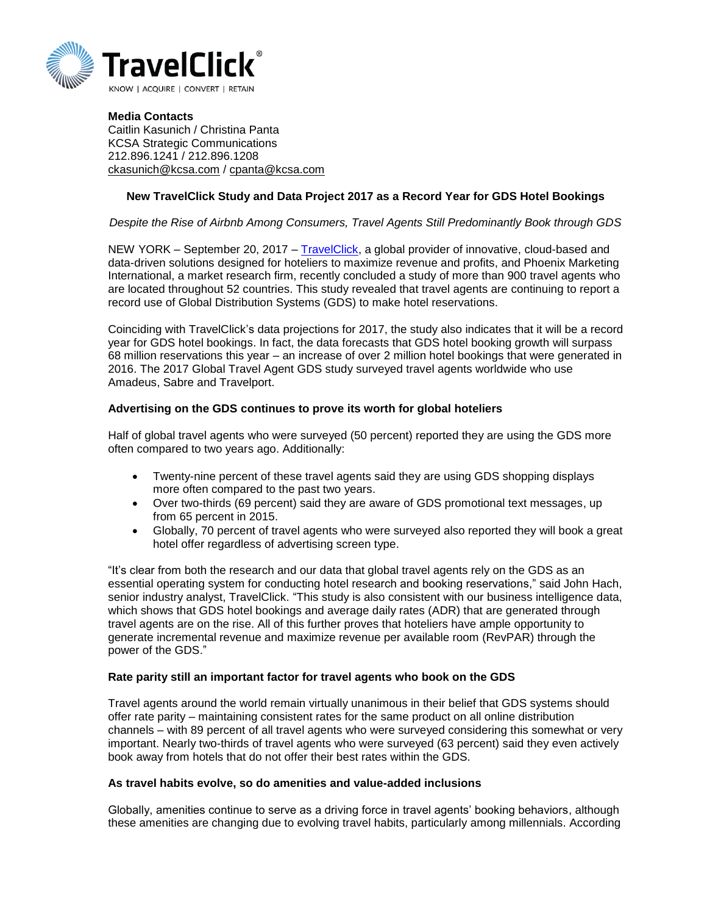TravelClick®

KNOW | ACQUIRE | CONVERT | RETAIN

**Media Contacts**
Caitlin Kasunich / Christina Panta
KCSA Strategic Communications
212.896.1241 / 212.896.1208
ckasunich@kcsa.com / cpanta@kcsa.com

**New TravelClick Study and Data Project 2017 as a Record Year for GDS Hotel Bookings**

*Despite the Rise of Airbnb Among Consumers, Travel Agents Still Predominantly Book through GDS*

NEW YORK – September 20, 2017 – TravelClick, a global provider of innovative, cloud-based and data-driven solutions designed for hoteliers to maximize revenue and profits, and Phoenix Marketing International, a market research firm, recently concluded a study of more than 900 travel agents who are located throughout 52 countries. This study revealed that travel agents are continuing to report a record use of Global Distribution Systems (GDS) to make hotel reservations.

Coinciding with TravelClick's data projections for 2017, the study also indicates that it will be a record year for GDS hotel bookings. In fact, the data forecasts that GDS hotel booking growth will surpass 68 million reservations this year – an increase of over 2 million hotel bookings that were generated in 2016. The 2017 Global Travel Agent GDS study surveyed travel agents worldwide who use Amadeus, Sabre and Travelport.

**Advertising on the GDS continues to prove its worth for global hoteliers**

Half of global travel agents who were surveyed (50 percent) reported they are using the GDS more often compared to two years ago. Additionally:

- Twenty-nine percent of these travel agents said they are using GDS shopping displays more often compared to the past two years.
- Over two-thirds (69 percent) said they are aware of GDS promotional text messages, up from 65 percent in 2015.
- Globally, 70 percent of travel agents who were surveyed also reported they will book a great hotel offer regardless of advertising screen type.

"It's clear from both the research and our data that global travel agents rely on the GDS as an essential operating system for conducting hotel research and booking reservations," said John Hach, senior industry analyst, TravelClick. "This study is also consistent with our business intelligence data, which shows that GDS hotel bookings and average daily rates (ADR) that are generated through travel agents are on the rise. All of this further proves that hoteliers have ample opportunity to generate incremental revenue and maximize revenue per available room (RevPAR) through the power of the GDS."

**Rate parity still an important factor for travel agents who book on the GDS**

Travel agents around the world remain virtually unanimous in their belief that GDS systems should offer rate parity – maintaining consistent rates for the same product on all online distribution channels – with 89 percent of all travel agents who were surveyed considering this somewhat or very important. Nearly two-thirds of travel agents who were surveyed (63 percent) said they even actively book away from hotels that do not offer their best rates within the GDS.

**As travel habits evolve, so do amenities and value-added inclusions**

Globally, amenities continue to serve as a driving force in travel agents' booking behaviors, although these amenities are changing due to evolving travel habits, particularly among millennials. According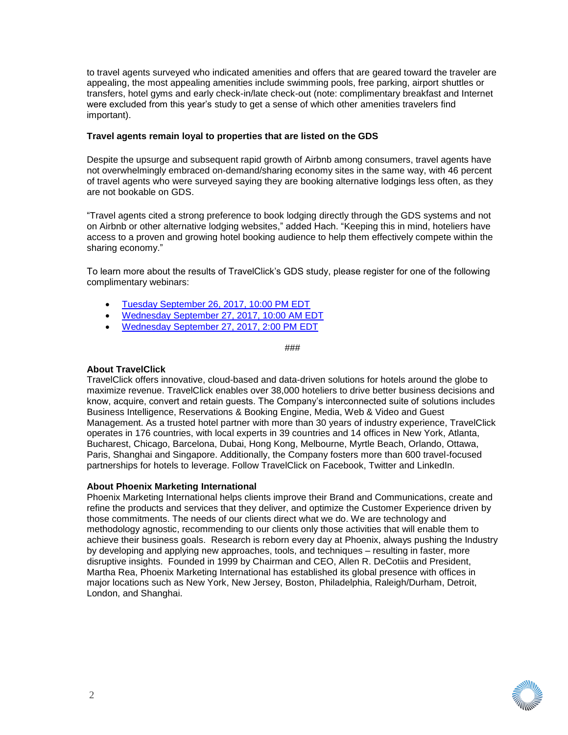to travel agents surveyed who indicated amenities and offers that are geared toward the traveler are appealing, the most appealing amenities include swimming pools, free parking, airport shuttles or transfers, hotel gyms and early check-in/late check-out (note: complimentary breakfast and Internet were excluded from this year's study to get a sense of which other amenities travelers find important).

**Travel agents remain loyal to properties that are listed on the GDS**

Despite the upsurge and subsequent rapid growth of Airbnb among consumers, travel agents have not overwhelmingly embraced on-demand/sharing economy sites in the same way, with 46 percent of travel agents who were surveyed saying they are booking alternative lodgings less often, as they are not bookable on GDS.

"Travel agents cited a strong preference to book lodging directly through the GDS systems and not on Airbnb or other alternative lodging websites," added Hach. "Keeping this in mind, hoteliers have access to a proven and growing hotel booking audience to help them effectively compete within the sharing economy."

To learn more about the results of TravelClick's GDS study, please register for one of the following complimentary webinars:

- Tuesday September 26, 2017, 10:00 PM EDT
- Wednesday September 27, 2017, 10:00 AM EDT
- Wednesday September 27, 2017, 2:00 PM EDT

###

**About TravelClick**
TravelClick offers innovative, cloud-based and data-driven solutions for hotels around the globe to maximize revenue. TravelClick enables over 38,000 hoteliers to drive better business decisions and know, acquire, convert and retain guests. The Company's interconnected suite of solutions includes Business Intelligence, Reservations & Booking Engine, Media, Web & Video and Guest Management. As a trusted hotel partner with more than 30 years of industry experience, TravelClick operates in 176 countries, with local experts in 39 countries and 14 offices in New York, Atlanta, Bucharest, Chicago, Barcelona, Dubai, Hong Kong, Melbourne, Myrtle Beach, Orlando, Ottawa, Paris, Shanghai and Singapore. Additionally, the Company fosters more than 600 travel-focused partnerships for hotels to leverage. Follow TravelClick on Facebook, Twitter and LinkedIn.

**About Phoenix Marketing International**
Phoenix Marketing International helps clients improve their Brand and Communications, create and refine the products and services that they deliver, and optimize the Customer Experience driven by those commitments. The needs of our clients direct what we do. We are technology and methodology agnostic, recommending to our clients only those activities that will enable them to achieve their business goals. Research is reborn every day at Phoenix, always pushing the Industry by developing and applying new approaches, tools, and techniques – resulting in faster, more disruptive insights. Founded in 1999 by Chairman and CEO, Allen R. DeCotiis and President, Martha Rea, Phoenix Marketing International has established its global presence with offices in major locations such as New York, New Jersey, Boston, Philadelphia, Raleigh/Durham, Detroit, London, and Shanghai.